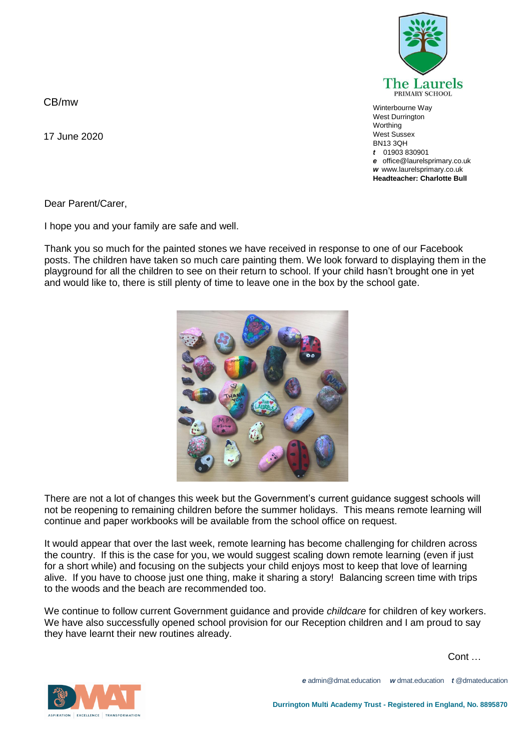The Laurels
PRIMARY SCHOOL

Winterbourne Way
West Durrington
Worthing
West Sussex
BN13 3QH
*t* 01903 830901
*e* office@laurelsprimary.co.uk
*w* www.laurelsprimary.co.uk
**Headteacher: Charlotte Bull**

CB/mw

17 June 2020

Dear Parent/Carer,

I hope you and your family are safe and well.

Thank you so much for the painted stones we have received in response to one of our Facebook posts. The children have taken so much care painting them. We look forward to displaying them in the playground for all the children to see on their return to school. If your child hasn't brought one in yet and would like to, there is still plenty of time to leave one in the box by the school gate.

There are not a lot of changes this week but the Government's current guidance suggest schools will not be reopening to remaining children before the summer holidays. This means remote learning will continue and paper workbooks will be available from the school office on request.

It would appear that over the last week, remote learning has become challenging for children across the country. If this is the case for you, we would suggest scaling down remote learning (even if just for a short while) and focusing on the subjects your child enjoys most to keep that love of learning alive. If you have to choose just one thing, make it sharing a story! Balancing screen time with trips to the woods and the beach are recommended too.

We continue to follow current Government guidance and provide *childcare* for children of key workers. We have also successfully opened school provision for our Reception children and I am proud to say they have learnt their new routines already.

Cont …

*e* admin@dmat.education *w* dmat.education *t* @dmateducation

**Durrington Multi Academy Trust - Registered in England, No. 8895870**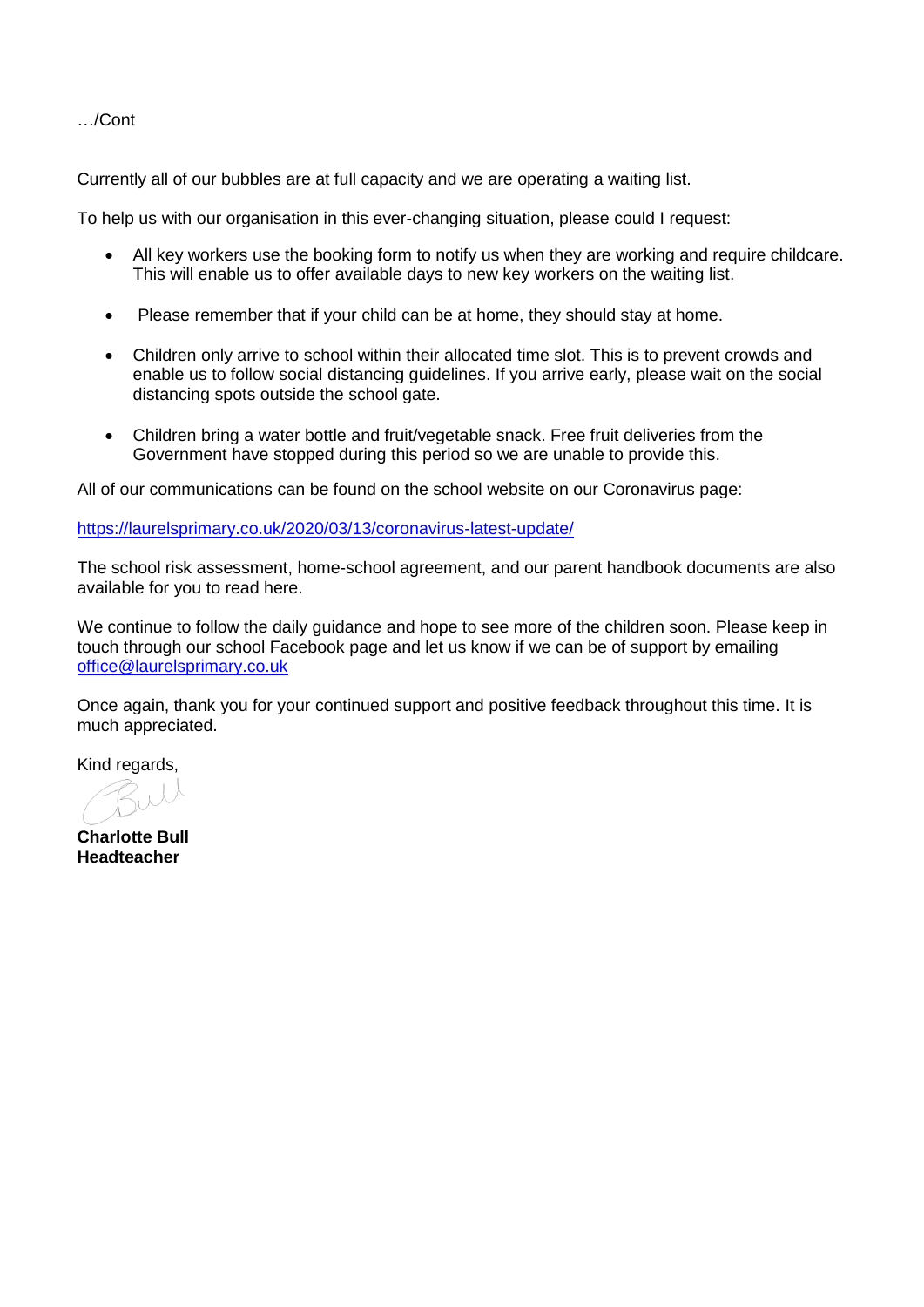…/Cont

Currently all of our bubbles are at full capacity and we are operating a waiting list.

To help us with our organisation in this ever-changing situation, please could I request:

- All key workers use the booking form to notify us when they are working and require childcare. This will enable us to offer available days to new key workers on the waiting list.
- Please remember that if your child can be at home, they should stay at home.
- Children only arrive to school within their allocated time slot. This is to prevent crowds and enable us to follow social distancing guidelines. If you arrive early, please wait on the social distancing spots outside the school gate.
- Children bring a water bottle and fruit/vegetable snack. Free fruit deliveries from the Government have stopped during this period so we are unable to provide this.

All of our communications can be found on the school website on our Coronavirus page:

[https://laurelsprimary.co.uk/2020/03/13/coronavirus-latest-update/](https://laurelsprimary.co.uk/2020/03/13/coronavirus-latest-update/)

The school risk assessment, home-school agreement, and our parent handbook documents are also available for you to read here.

We continue to follow the daily guidance and hope to see more of the children soon. Please keep in touch through our school Facebook page and let us know if we can be of support by emailing [office@laurelsprimary.co.uk](mailto:office@laurelsprimary.co.uk)

Once again, thank you for your continued support and positive feedback throughout this time. It is much appreciated.

Kind regards,

**Charlotte Bull**
**Headteacher**